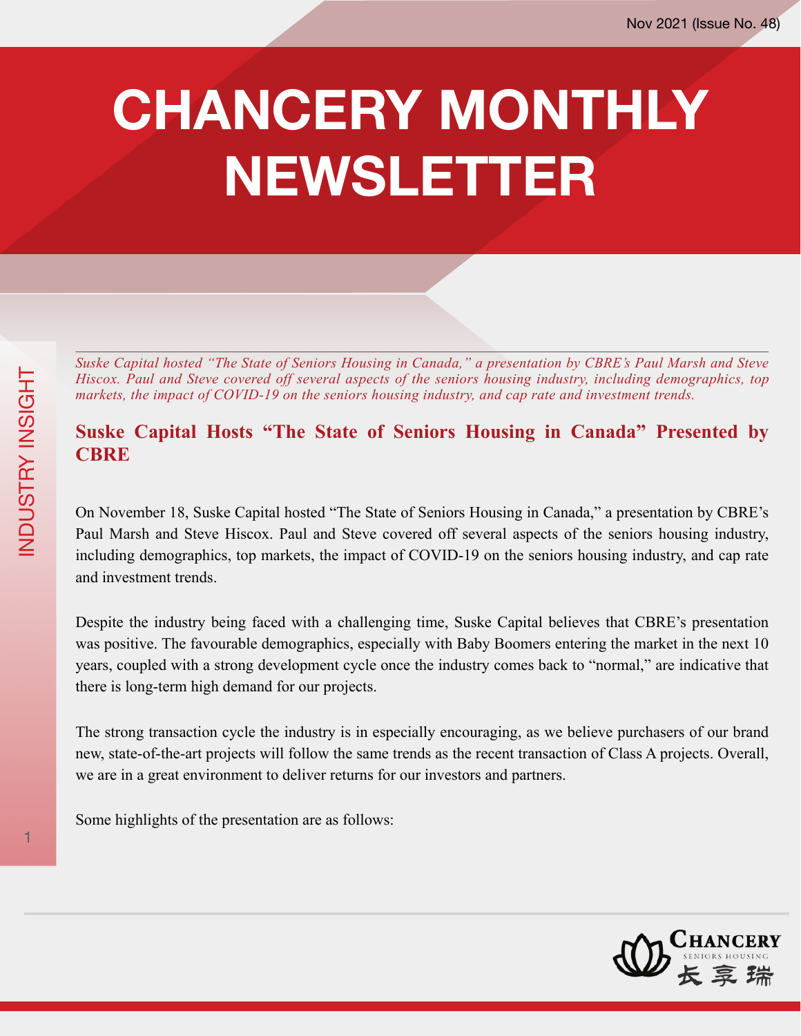# CHANCERY MONTHLY NEWSLETTER

*Suske Capital hosted "The State of Seniors Housing in Canada," a presentation by CBRE's Paul Marsh and Steve Hiscox. Paul and Steve covered off several aspects of the seniors housing industry, including demographics, top markets, the impact of COVID-19 on the seniors housing industry, and cap rate and investment trends.*

## Suske Capital Hosts "The State of Seniors Housing in Canada" Presented by CBRE

On November 18, Suske Capital hosted "The State of Seniors Housing in Canada," a presentation by CBRE's Paul Marsh and Steve Hiscox. Paul and Steve covered off several aspects of the seniors housing industry, including demographics, top markets, the impact of COVID-19 on the seniors housing industry, and cap rate and investment trends.

Despite the industry being faced with a challenging time, Suske Capital believes that CBRE's presentation was positive. The favourable demographics, especially with Baby Boomers entering the market in the next 10 years, coupled with a strong development cycle once the industry comes back to "normal," are indicative that there is long-term high demand for our projects.

The strong transaction cycle the industry is in especially encouraging, as we believe purchasers of our brand new, state-of-the-art projects will follow the same trends as the recent transaction of Class A projects. Overall, we are in a great environment to deliver returns for our investors and partners.

Some highlights of the presentation are as follows: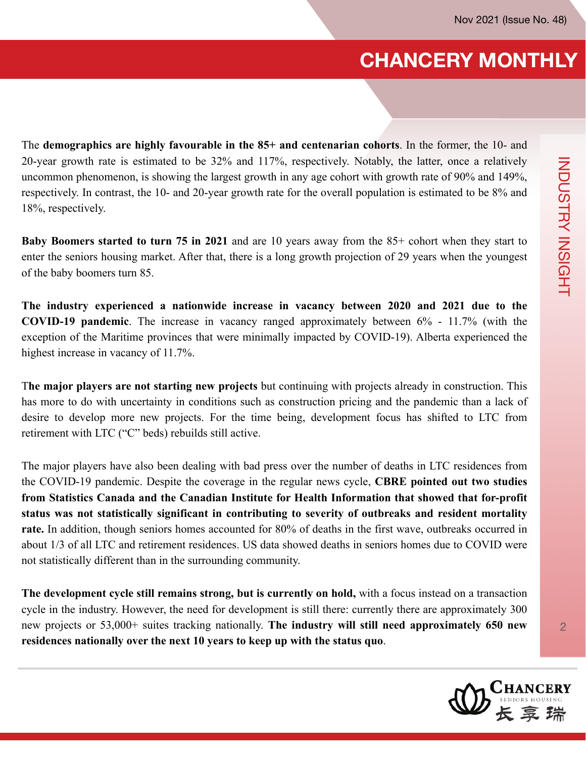The **demographics are highly favourable in the 85+ and centenarian cohorts**. In the former, the 10- and 20-year growth rate is estimated to be 32% and 117%, respectively. Notably, the latter, once a relatively uncommon phenomenon, is showing the largest growth in any age cohort with growth rate of 90% and 149%, respectively. In contrast, the 10- and 20-year growth rate for the overall population is estimated to be 8% and 18%, respectively.

**Baby Boomers started to turn 75 in 2021** and are 10 years away from the 85+ cohort when they start to enter the seniors housing market. After that, there is a long growth projection of 29 years when the youngest of the baby boomers turn 85.

**The industry experienced a nationwide increase in vacancy between 2020 and 2021 due to the COVID-19 pandemic**. The increase in vacancy ranged approximately between 6% - 11.7% (with the exception of the Maritime provinces that were minimally impacted by COVID-19). Alberta experienced the highest increase in vacancy of 11.7%.

T**he major players are not starting new projects** but continuing with projects already in construction. This has more to do with uncertainty in conditions such as construction pricing and the pandemic than a lack of desire to develop more new projects. For the time being, development focus has shifted to LTC from retirement with LTC ("C" beds) rebuilds still active.

The major players have also been dealing with bad press over the number of deaths in LTC residences from the COVID-19 pandemic. Despite the coverage in the regular news cycle, **CBRE pointed out two studies from Statistics Canada and the Canadian Institute for Health Information that showed that for-profit status was not statistically significant in contributing to severity of outbreaks and resident mortality rate.** In addition, though seniors homes accounted for 80% of deaths in the first wave, outbreaks occurred in about 1/3 of all LTC and retirement residences. US data showed deaths in seniors homes due to COVID were not statistically different than in the surrounding community.

**The development cycle still remains strong, but is currently on hold,** with a focus instead on a transaction cycle in the industry. However, the need for development is still there: currently there are approximately 300 new projects or 53,000+ suites tracking nationally. **The industry will still need approximately 650 new residences nationally over the next 10 years to keep up with the status quo**.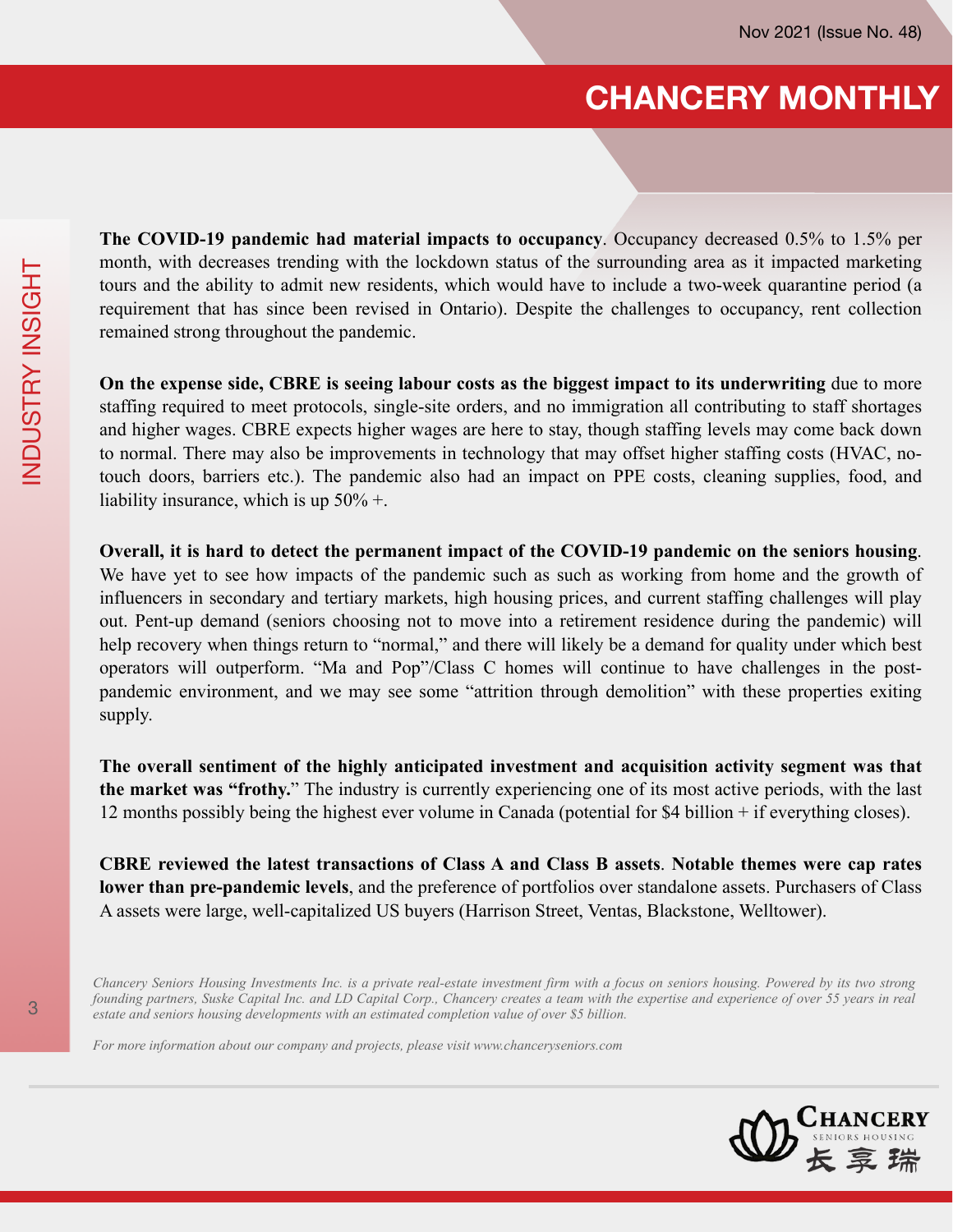**The COVID-19 pandemic had material impacts to occupancy**. Occupancy decreased 0.5% to 1.5% per month, with decreases trending with the lockdown status of the surrounding area as it impacted marketing tours and the ability to admit new residents, which would have to include a two-week quarantine period (a requirement that has since been revised in Ontario). Despite the challenges to occupancy, rent collection remained strong throughout the pandemic.

**On the expense side, CBRE is seeing labour costs as the biggest impact to its underwriting** due to more staffing required to meet protocols, single-site orders, and no immigration all contributing to staff shortages and higher wages. CBRE expects higher wages are here to stay, though staffing levels may come back down to normal. There may also be improvements in technology that may offset higher staffing costs (HVAC, no-touch doors, barriers etc.). The pandemic also had an impact on PPE costs, cleaning supplies, food, and liability insurance, which is up 50% +.

**Overall, it is hard to detect the permanent impact of the COVID-19 pandemic on the seniors housing**. We have yet to see how impacts of the pandemic such as such as working from home and the growth of influencers in secondary and tertiary markets, high housing prices, and current staffing challenges will play out. Pent-up demand (seniors choosing not to move into a retirement residence during the pandemic) will help recovery when things return to "normal," and there will likely be a demand for quality under which best operators will outperform. "Ma and Pop"/Class C homes will continue to have challenges in the post-pandemic environment, and we may see some "attrition through demolition" with these properties exiting supply.

**The overall sentiment of the highly anticipated investment and acquisition activity segment was that the market was "frothy.**" The industry is currently experiencing one of its most active periods, with the last 12 months possibly being the highest ever volume in Canada (potential for $4 billion + if everything closes).

**CBRE reviewed the latest transactions of Class A and Class B assets**. **Notable themes were cap rates lower than pre-pandemic levels**, and the preference of portfolios over standalone assets. Purchasers of Class A assets were large, well-capitalized US buyers (Harrison Street, Ventas, Blackstone, Welltower).

*Chancery Seniors Housing Investments Inc. is a private real-estate investment firm with a focus on seniors housing. Powered by its two strong founding partners, Suske Capital Inc. and LD Capital Corp., Chancery creates a team with the expertise and experience of over 55 years in real estate and seniors housing developments with an estimated completion value of over $5 billion.*

*For more information about our company and projects, please visit www.chanceryseniors.com*